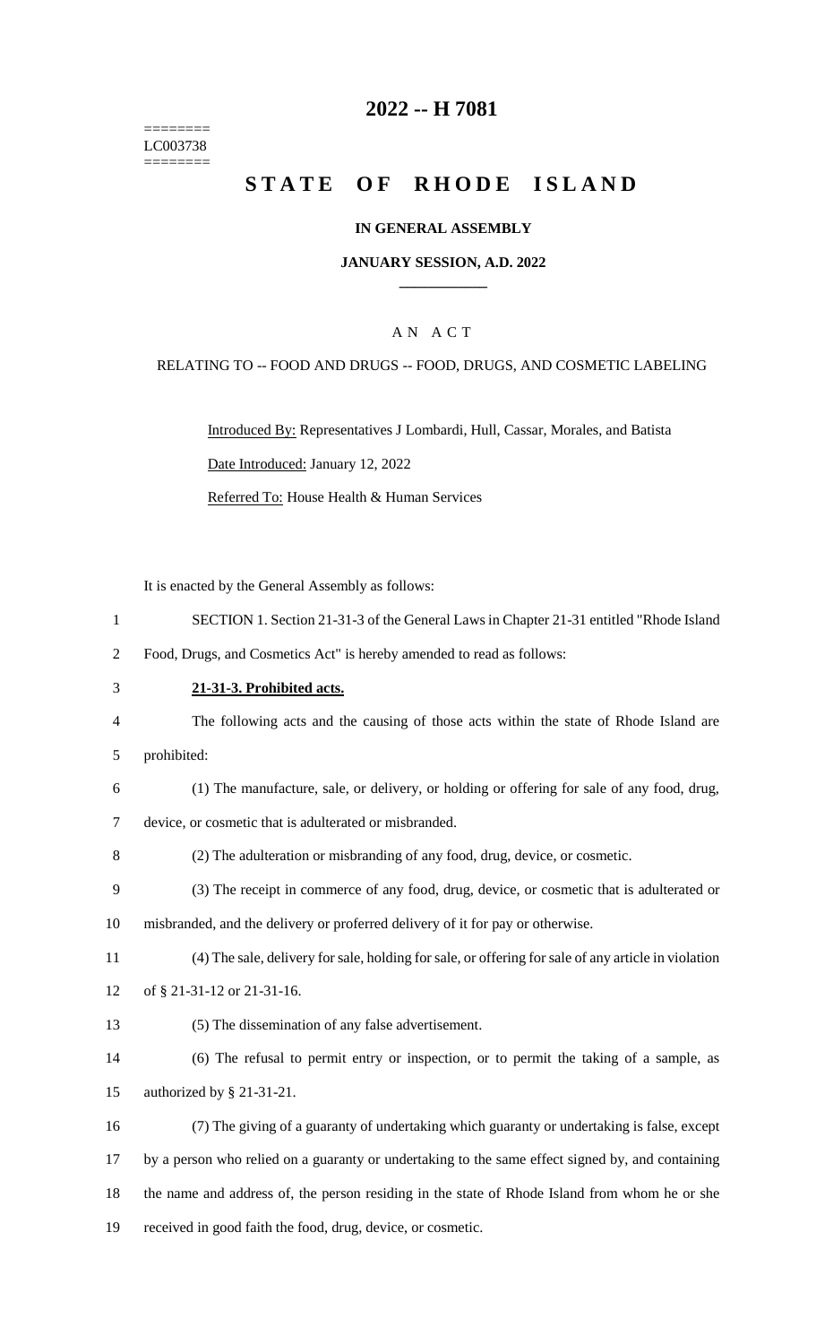========
LC003738
========

# 2022 -- H 7081

# STATE OF RHODE ISLAND

### IN GENERAL ASSEMBLY

### JANUARY SESSION, A.D. 2022

## A N A C T

RELATING TO -- FOOD AND DRUGS -- FOOD, DRUGS, AND COSMETIC LABELING

Introduced By: Representatives J Lombardi, Hull, Cassar, Morales, and Batista

Date Introduced: January 12, 2022

Referred To: House Health & Human Services

It is enacted by the General Assembly as follows:

SECTION 1. Section 21-31-3 of the General Laws in Chapter 21-31 entitled "Rhode Island Food, Drugs, and Cosmetics Act" is hereby amended to read as follows:

**21-31-3. Prohibited acts.**

The following acts and the causing of those acts within the state of Rhode Island are prohibited:

(1) The manufacture, sale, or delivery, or holding or offering for sale of any food, drug, device, or cosmetic that is adulterated or misbranded.

(2) The adulteration or misbranding of any food, drug, device, or cosmetic.

(3) The receipt in commerce of any food, drug, device, or cosmetic that is adulterated or misbranded, and the delivery or proferred delivery of it for pay or otherwise.

(4) The sale, delivery for sale, holding for sale, or offering for sale of any article in violation of § 21-31-12 or 21-31-16.

(5) The dissemination of any false advertisement.

(6) The refusal to permit entry or inspection, or to permit the taking of a sample, as authorized by § 21-31-21.

(7) The giving of a guaranty of undertaking which guaranty or undertaking is false, except by a person who relied on a guaranty or undertaking to the same effect signed by, and containing the name and address of, the person residing in the state of Rhode Island from whom he or she received in good faith the food, drug, device, or cosmetic.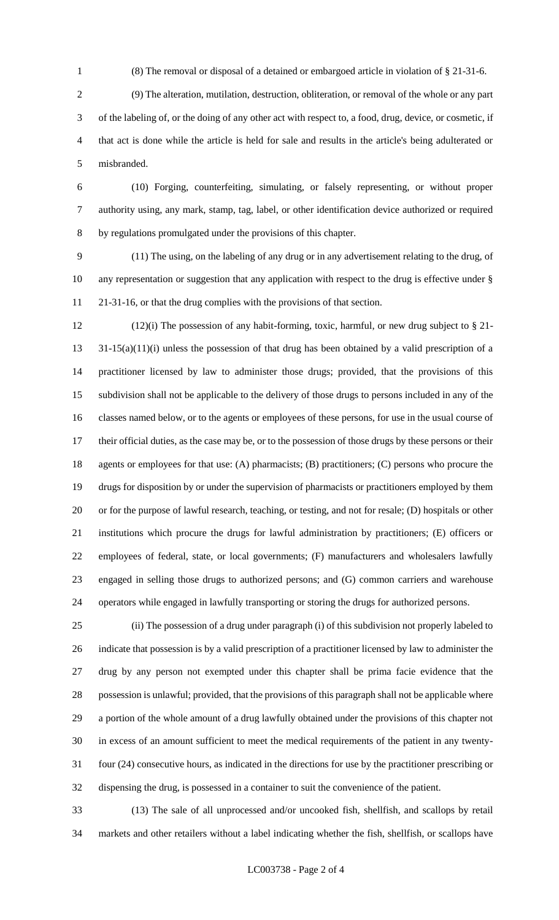(8) The removal or disposal of a detained or embargoed article in violation of § 21-31-6.

(9) The alteration, mutilation, destruction, obliteration, or removal of the whole or any part of the labeling of, or the doing of any other act with respect to, a food, drug, device, or cosmetic, if that act is done while the article is held for sale and results in the article's being adulterated or misbranded.

(10) Forging, counterfeiting, simulating, or falsely representing, or without proper authority using, any mark, stamp, tag, label, or other identification device authorized or required by regulations promulgated under the provisions of this chapter.

(11) The using, on the labeling of any drug or in any advertisement relating to the drug, of any representation or suggestion that any application with respect to the drug is effective under § 21-31-16, or that the drug complies with the provisions of that section.

(12)(i) The possession of any habit-forming, toxic, harmful, or new drug subject to § 21-31-15(a)(11)(i) unless the possession of that drug has been obtained by a valid prescription of a practitioner licensed by law to administer those drugs; provided, that the provisions of this subdivision shall not be applicable to the delivery of those drugs to persons included in any of the classes named below, or to the agents or employees of these persons, for use in the usual course of their official duties, as the case may be, or to the possession of those drugs by these persons or their agents or employees for that use: (A) pharmacists; (B) practitioners; (C) persons who procure the drugs for disposition by or under the supervision of pharmacists or practitioners employed by them or for the purpose of lawful research, teaching, or testing, and not for resale; (D) hospitals or other institutions which procure the drugs for lawful administration by practitioners; (E) officers or employees of federal, state, or local governments; (F) manufacturers and wholesalers lawfully engaged in selling those drugs to authorized persons; and (G) common carriers and warehouse operators while engaged in lawfully transporting or storing the drugs for authorized persons.

(ii) The possession of a drug under paragraph (i) of this subdivision not properly labeled to indicate that possession is by a valid prescription of a practitioner licensed by law to administer the drug by any person not exempted under this chapter shall be prima facie evidence that the possession is unlawful; provided, that the provisions of this paragraph shall not be applicable where a portion of the whole amount of a drug lawfully obtained under the provisions of this chapter not in excess of an amount sufficient to meet the medical requirements of the patient in any twenty-four (24) consecutive hours, as indicated in the directions for use by the practitioner prescribing or dispensing the drug, is possessed in a container to suit the convenience of the patient.

(13) The sale of all unprocessed and/or uncooked fish, shellfish, and scallops by retail markets and other retailers without a label indicating whether the fish, shellfish, or scallops have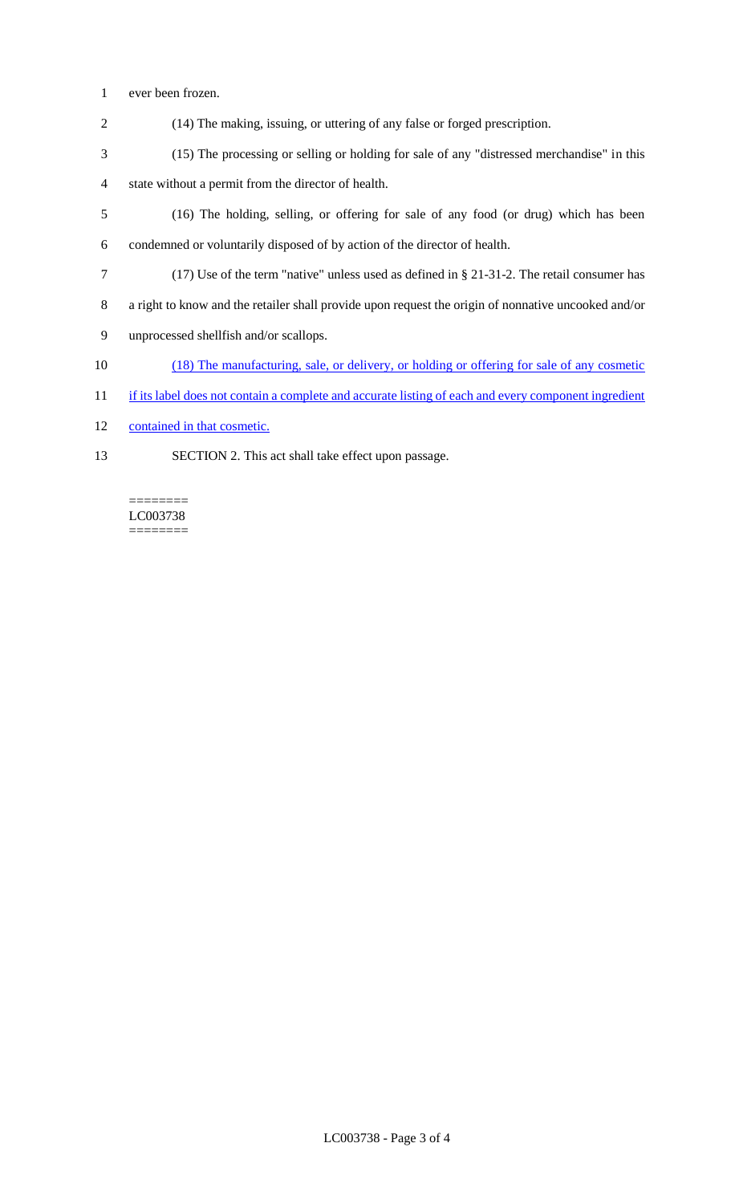ever been frozen.

(14) The making, issuing, or uttering of any false or forged prescription.

(15) The processing or selling or holding for sale of any "distressed merchandise" in this state without a permit from the director of health.

(16) The holding, selling, or offering for sale of any food (or drug) which has been condemned or voluntarily disposed of by action of the director of health.

(17) Use of the term "native" unless used as defined in § 21-31-2. The retail consumer has a right to know and the retailer shall provide upon request the origin of nonnative uncooked and/or unprocessed shellfish and/or scallops.

(18) The manufacturing, sale, or delivery, or holding or offering for sale of any cosmetic if its label does not contain a complete and accurate listing of each and every component ingredient contained in that cosmetic.

SECTION 2. This act shall take effect upon passage.

========
LC003738
========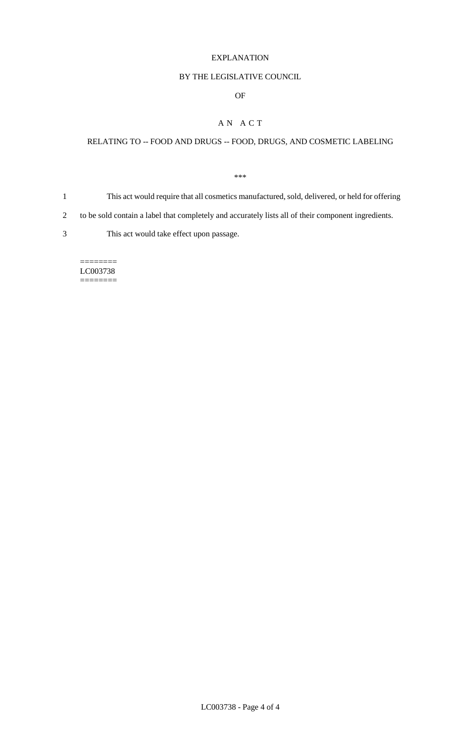EXPLANATION

BY THE LEGISLATIVE COUNCIL

OF

A N A C T

RELATING TO -- FOOD AND DRUGS -- FOOD, DRUGS, AND COSMETIC LABELING

***

1 This act would require that all cosmetics manufactured, sold, delivered, or held for offering
2 to be sold contain a label that completely and accurately lists all of their component ingredients.
3 This act would take effect upon passage.

========
LC003738
========